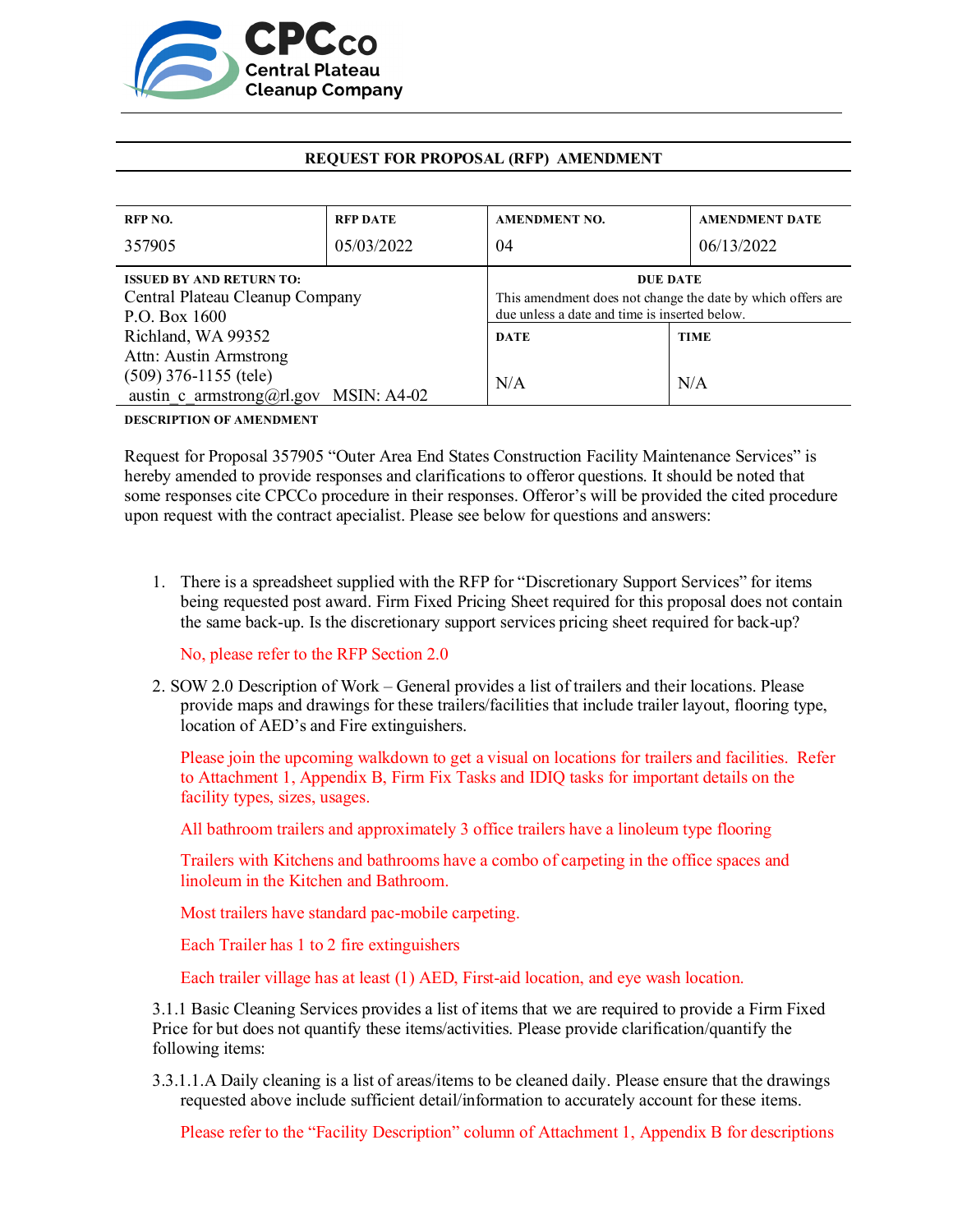CPCco
Central Plateau
Cleanup Company

## REQUEST FOR PROPOSAL (RFP) AMENDMENT

| RFP NO. | RFP DATE | AMENDMENT NO. | AMENDMENT DATE |
|---|---|---|---|
| 357905 | 05/03/2022 | 04 | 06/13/2022 |

| ISSUED BY AND RETURN TO: | DUE DATE | |
|---|---|---|
| Central Plateau Cleanup Company<br>P.O. Box 1600<br>Richland, WA 99352<br>Attn: Austin Armstrong<br>(509) 376-1155 (tele)<br>austin_c_armstrong@rl.gov MSIN: A4-02 | This amendment does not change the date by which offers are due unless a date and time is inserted below. | |
| | **DATE** | **TIME** |
| | N/A | N/A |

**DESCRIPTION OF AMENDMENT**

Request for Proposal 357905 "Outer Area End States Construction Facility Maintenance Services" is hereby amended to provide responses and clarifications to offeror questions. It should be noted that some responses cite CPCCo procedure in their responses. Offeror's will be provided the cited procedure upon request with the contract apecialist. Please see below for questions and answers:

1. There is a spreadsheet supplied with the RFP for "Discretionary Support Services" for items being requested post award. Firm Fixed Pricing Sheet required for this proposal does not contain the same back-up. Is the discretionary support services pricing sheet required for back-up?

   No, please refer to the RFP Section 2.0

2. SOW 2.0 Description of Work – General provides a list of trailers and their locations. Please provide maps and drawings for these trailers/facilities that include trailer layout, flooring type, location of AED's and Fire extinguishers.

   Please join the upcoming walkdown to get a visual on locations for trailers and facilities. Refer to Attachment 1, Appendix B, Firm Fix Tasks and IDIQ tasks for important details on the facility types, sizes, usages.

   All bathroom trailers and approximately 3 office trailers have a linoleum type flooring

   Trailers with Kitchens and bathrooms have a combo of carpeting in the office spaces and linoleum in the Kitchen and Bathroom.

   Most trailers have standard pac-mobile carpeting.

   Each Trailer has 1 to 2 fire extinguishers

   Each trailer village has at least (1) AED, First-aid location, and eye wash location.

3.1.1 Basic Cleaning Services provides a list of items that we are required to provide a Firm Fixed Price for but does not quantify these items/activities. Please provide clarification/quantify the following items:

3.3.1.1.A Daily cleaning is a list of areas/items to be cleaned daily. Please ensure that the drawings requested above include sufficient detail/information to accurately account for these items.

   Please refer to the "Facility Description" column of Attachment 1, Appendix B for descriptions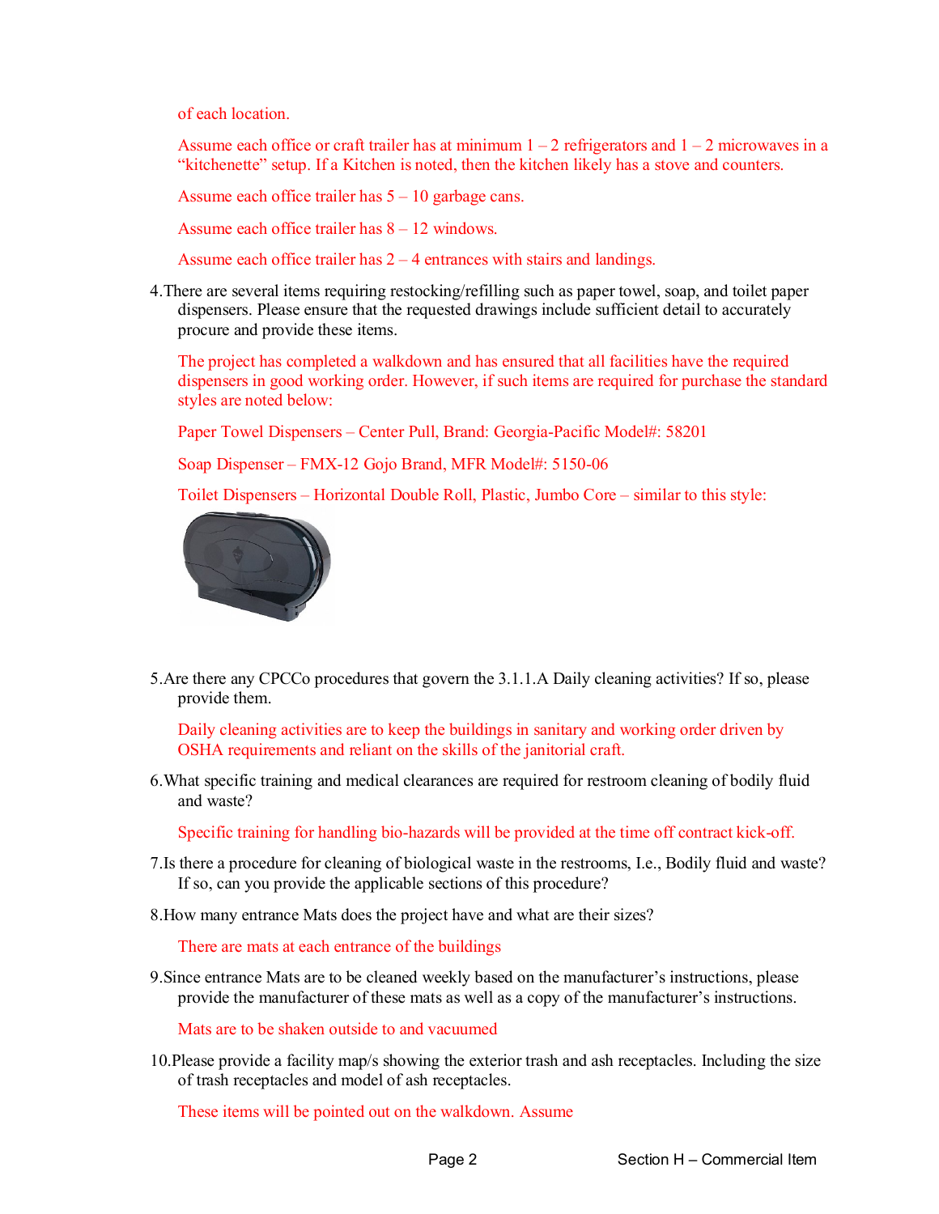of each location.

Assume each office or craft trailer has at minimum 1 – 2 refrigerators and 1 – 2 microwaves in a "kitchenette" setup. If a Kitchen is noted, then the kitchen likely has a stove and counters.

Assume each office trailer has 5 – 10 garbage cans.

Assume each office trailer has 8 – 12 windows.

Assume each office trailer has 2 – 4 entrances with stairs and landings.

4. There are several items requiring restocking/refilling such as paper towel, soap, and toilet paper dispensers. Please ensure that the requested drawings include sufficient detail to accurately procure and provide these items.

   The project has completed a walkdown and has ensured that all facilities have the required dispensers in good working order. However, if such items are required for purchase the standard styles are noted below:

   Paper Towel Dispensers – Center Pull, Brand: Georgia-Pacific Model#: 58201

   Soap Dispenser – FMX-12 Gojo Brand, MFR Model#: 5150-06

   Toilet Dispensers – Horizontal Double Roll, Plastic, Jumbo Core – similar to this style:

5. Are there any CPCCo procedures that govern the 3.1.1.A Daily cleaning activities? If so, please provide them.

   Daily cleaning activities are to keep the buildings in sanitary and working order driven by OSHA requirements and reliant on the skills of the janitorial craft.

6. What specific training and medical clearances are required for restroom cleaning of bodily fluid and waste?

   Specific training for handling bio-hazards will be provided at the time off contract kick-off.

7. Is there a procedure for cleaning of biological waste in the restrooms, I.e., Bodily fluid and waste? If so, can you provide the applicable sections of this procedure?

8. How many entrance Mats does the project have and what are their sizes?

   There are mats at each entrance of the buildings

9. Since entrance Mats are to be cleaned weekly based on the manufacturer's instructions, please provide the manufacturer of these mats as well as a copy of the manufacturer's instructions.

   Mats are to be shaken outside to and vacuumed

10. Please provide a facility map/s showing the exterior trash and ash receptacles. Including the size of trash receptacles and model of ash receptacles.

    These items will be pointed out on the walkdown. Assume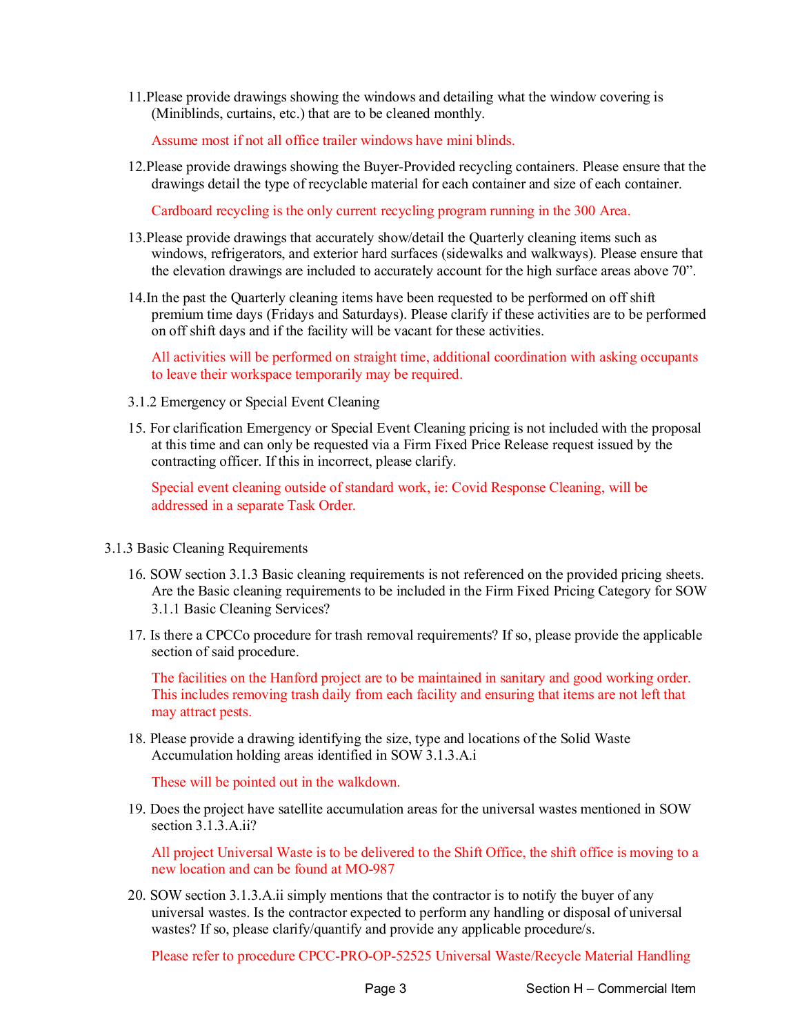11. Please provide drawings showing the windows and detailing what the window covering is (Miniblinds, curtains, etc.) that are to be cleaned monthly.

    Assume most if not all office trailer windows have mini blinds.

12. Please provide drawings showing the Buyer-Provided recycling containers. Please ensure that the drawings detail the type of recyclable material for each container and size of each container.

    Cardboard recycling is the only current recycling program running in the 300 Area.

13. Please provide drawings that accurately show/detail the Quarterly cleaning items such as windows, refrigerators, and exterior hard surfaces (sidewalks and walkways). Please ensure that the elevation drawings are included to accurately account for the high surface areas above 70".

14. In the past the Quarterly cleaning items have been requested to be performed on off shift premium time days (Fridays and Saturdays). Please clarify if these activities are to be performed on off shift days and if the facility will be vacant for these activities.

    All activities will be performed on straight time, additional coordination with asking occupants to leave their workspace temporarily may be required.

3.1.2 Emergency or Special Event Cleaning

15. For clarification Emergency or Special Event Cleaning pricing is not included with the proposal at this time and can only be requested via a Firm Fixed Price Release request issued by the contracting officer. If this in incorrect, please clarify.

    Special event cleaning outside of standard work, ie: Covid Response Cleaning, will be addressed in a separate Task Order.

3.1.3 Basic Cleaning Requirements

16. SOW section 3.1.3 Basic cleaning requirements is not referenced on the provided pricing sheets. Are the Basic cleaning requirements to be included in the Firm Fixed Pricing Category for SOW 3.1.1 Basic Cleaning Services?

17. Is there a CPCCo procedure for trash removal requirements? If so, please provide the applicable section of said procedure.

    The facilities on the Hanford project are to be maintained in sanitary and good working order. This includes removing trash daily from each facility and ensuring that items are not left that may attract pests.

18. Please provide a drawing identifying the size, type and locations of the Solid Waste Accumulation holding areas identified in SOW 3.1.3.A.i

    These will be pointed out in the walkdown.

19. Does the project have satellite accumulation areas for the universal wastes mentioned in SOW section 3.1.3.A.ii?

    All project Universal Waste is to be delivered to the Shift Office, the shift office is moving to a new location and can be found at MO-987

20. SOW section 3.1.3.A.ii simply mentions that the contractor is to notify the buyer of any universal wastes. Is the contractor expected to perform any handling or disposal of universal wastes? If so, please clarify/quantify and provide any applicable procedure/s.

    Please refer to procedure CPCC-PRO-OP-52525 Universal Waste/Recycle Material Handling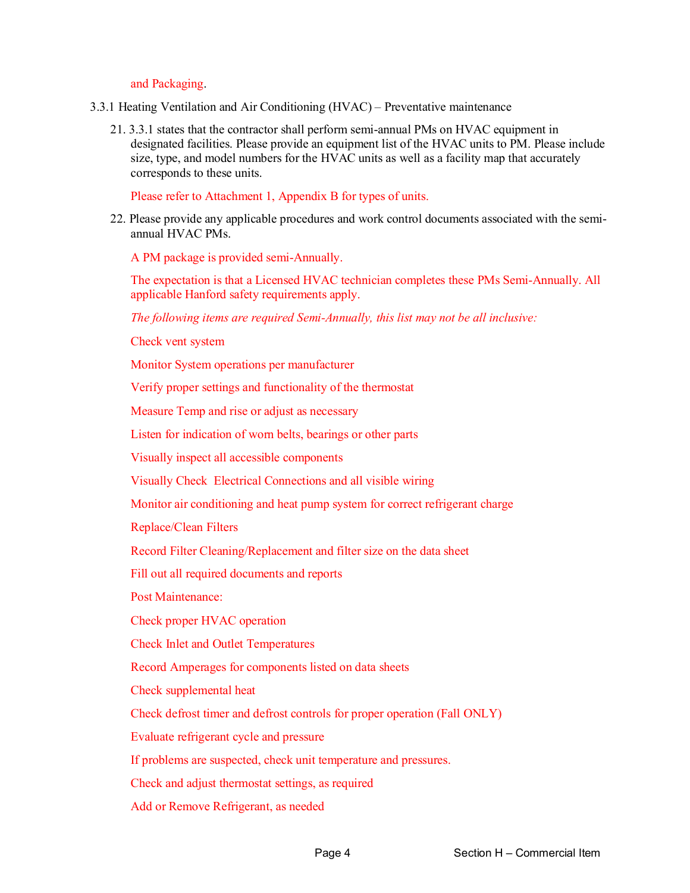and Packaging.

3.3.1 Heating Ventilation and Air Conditioning (HVAC) – Preventative maintenance

21. 3.3.1 states that the contractor shall perform semi-annual PMs on HVAC equipment in designated facilities. Please provide an equipment list of the HVAC units to PM. Please include size, type, and model numbers for the HVAC units as well as a facility map that accurately corresponds to these units.

    Please refer to Attachment 1, Appendix B for types of units.

22. Please provide any applicable procedures and work control documents associated with the semi-annual HVAC PMs.

    A PM package is provided semi-Annually.

    The expectation is that a Licensed HVAC technician completes these PMs Semi-Annually. All applicable Hanford safety requirements apply.

    *The following items are required Semi-Annually, this list may not be all inclusive:*

    Check vent system

    Monitor System operations per manufacturer

    Verify proper settings and functionality of the thermostat

    Measure Temp and rise or adjust as necessary

    Listen for indication of worn belts, bearings or other parts

    Visually inspect all accessible components

    Visually Check Electrical Connections and all visible wiring

    Monitor air conditioning and heat pump system for correct refrigerant charge

    Replace/Clean Filters

    Record Filter Cleaning/Replacement and filter size on the data sheet

    Fill out all required documents and reports

    Post Maintenance:

    Check proper HVAC operation

    Check Inlet and Outlet Temperatures

    Record Amperages for components listed on data sheets

    Check supplemental heat

    Check defrost timer and defrost controls for proper operation (Fall ONLY)

    Evaluate refrigerant cycle and pressure

    If problems are suspected, check unit temperature and pressures.

    Check and adjust thermostat settings, as required

    Add or Remove Refrigerant, as needed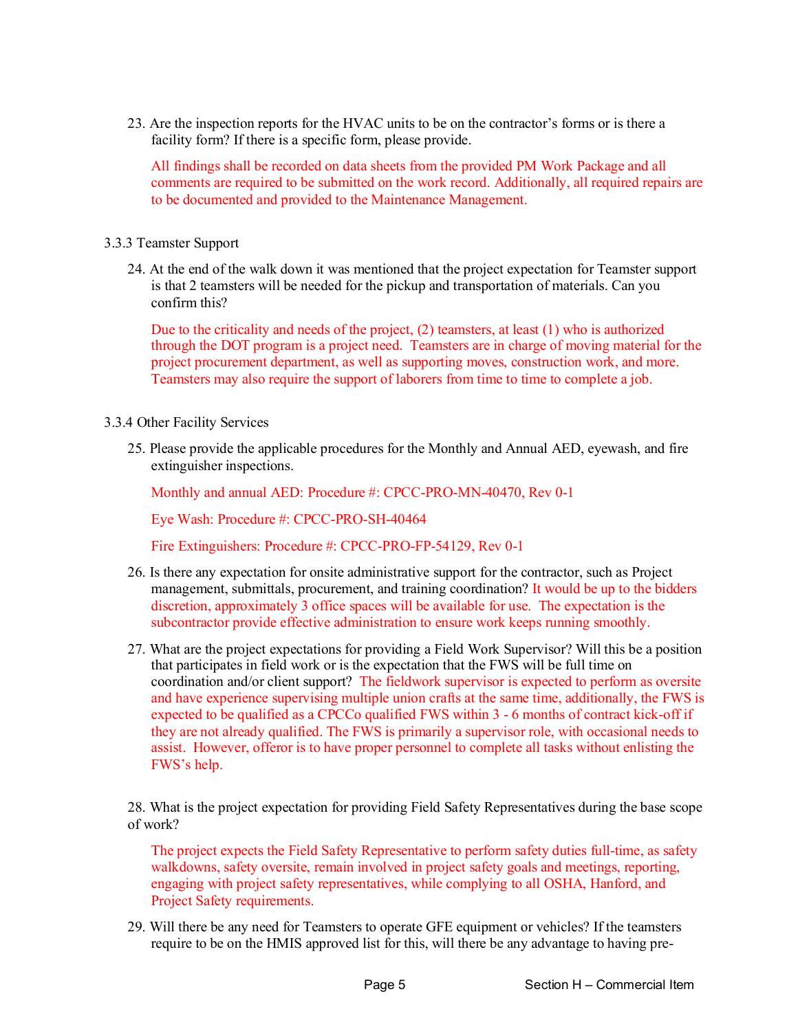23. Are the inspection reports for the HVAC units to be on the contractor's forms or is there a facility form? If there is a specific form, please provide.

    All findings shall be recorded on data sheets from the provided PM Work Package and all comments are required to be submitted on the work record. Additionally, all required repairs are to be documented and provided to the Maintenance Management.

3.3.3 Teamster Support

24. At the end of the walk down it was mentioned that the project expectation for Teamster support is that 2 teamsters will be needed for the pickup and transportation of materials. Can you confirm this?

    Due to the criticality and needs of the project, (2) teamsters, at least (1) who is authorized through the DOT program is a project need. Teamsters are in charge of moving material for the project procurement department, as well as supporting moves, construction work, and more. Teamsters may also require the support of laborers from time to time to complete a job.

3.3.4 Other Facility Services

25. Please provide the applicable procedures for the Monthly and Annual AED, eyewash, and fire extinguisher inspections.

    Monthly and annual AED: Procedure #: CPCC-PRO-MN-40470, Rev 0-1

    Eye Wash: Procedure #: CPCC-PRO-SH-40464

    Fire Extinguishers: Procedure #: CPCC-PRO-FP-54129, Rev 0-1

26. Is there any expectation for onsite administrative support for the contractor, such as Project management, submittals, procurement, and training coordination? It would be up to the bidders discretion, approximately 3 office spaces will be available for use. The expectation is the subcontractor provide effective administration to ensure work keeps running smoothly.

27. What are the project expectations for providing a Field Work Supervisor? Will this be a position that participates in field work or is the expectation that the FWS will be full time on coordination and/or client support? The fieldwork supervisor is expected to perform as oversite and have experience supervising multiple union crafts at the same time, additionally, the FWS is expected to be qualified as a CPCCo qualified FWS within 3 - 6 months of contract kick-off if they are not already qualified. The FWS is primarily a supervisor role, with occasional needs to assist. However, offeror is to have proper personnel to complete all tasks without enlisting the FWS's help.

28. What is the project expectation for providing Field Safety Representatives during the base scope of work?

    The project expects the Field Safety Representative to perform safety duties full-time, as safety walkdowns, safety oversite, remain involved in project safety goals and meetings, reporting, engaging with project safety representatives, while complying to all OSHA, Hanford, and Project Safety requirements.

29. Will there be any need for Teamsters to operate GFE equipment or vehicles? If the teamsters require to be on the HMIS approved list for this, will there be any advantage to having pre-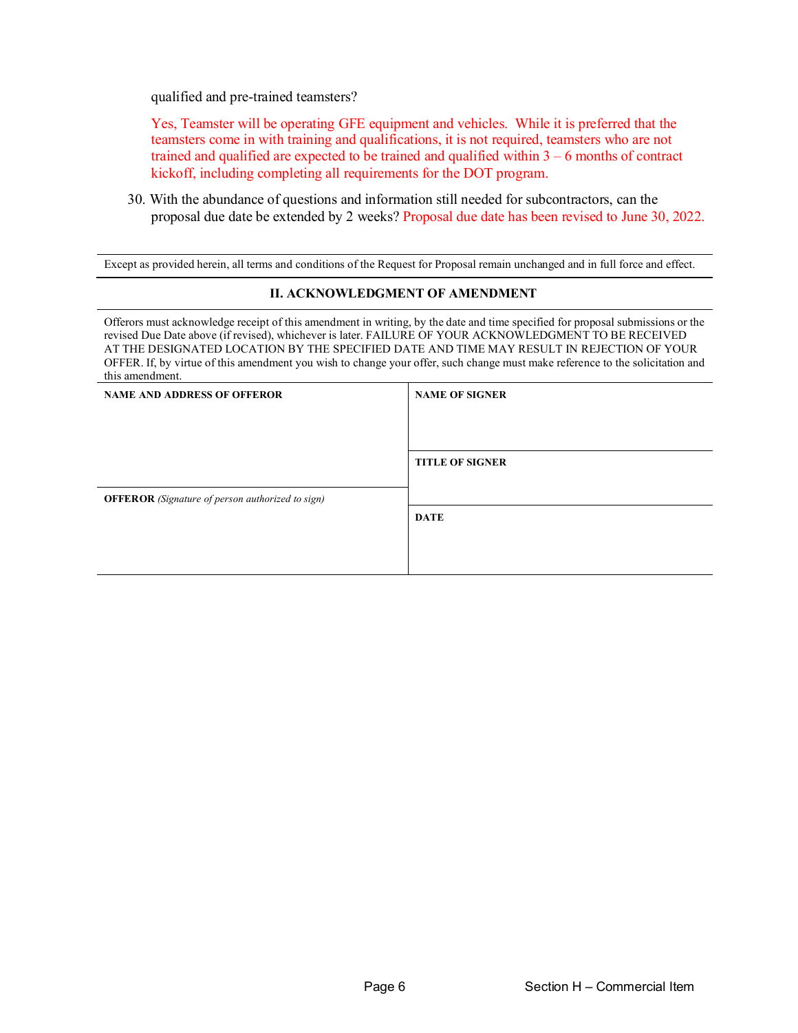qualified and pre-trained teamsters?

Yes, Teamster will be operating GFE equipment and vehicles. While it is preferred that the teamsters come in with training and qualifications, it is not required, teamsters who are not trained and qualified are expected to be trained and qualified within 3 – 6 months of contract kickoff, including completing all requirements for the DOT program.

30. With the abundance of questions and information still needed for subcontractors, can the proposal due date be extended by 2 weeks? Proposal due date has been revised to June 30, 2022.

Except as provided herein, all terms and conditions of the Request for Proposal remain unchanged and in full force and effect.

## II. ACKNOWLEDGMENT OF AMENDMENT

Offerors must acknowledge receipt of this amendment in writing, by the date and time specified for proposal submissions or the revised Due Date above (if revised), whichever is later. FAILURE OF YOUR ACKNOWLEDGMENT TO BE RECEIVED AT THE DESIGNATED LOCATION BY THE SPECIFIED DATE AND TIME MAY RESULT IN REJECTION OF YOUR OFFER. If, by virtue of this amendment you wish to change your offer, such change must make reference to the solicitation and this amendment.

| | |
|---|---|
| **NAME AND ADDRESS OF OFFEROR** | **NAME OF SIGNER** |
| | **TITLE OF SIGNER** |
| **OFFEROR** *(Signature of person authorized to sign)* | **DATE** |